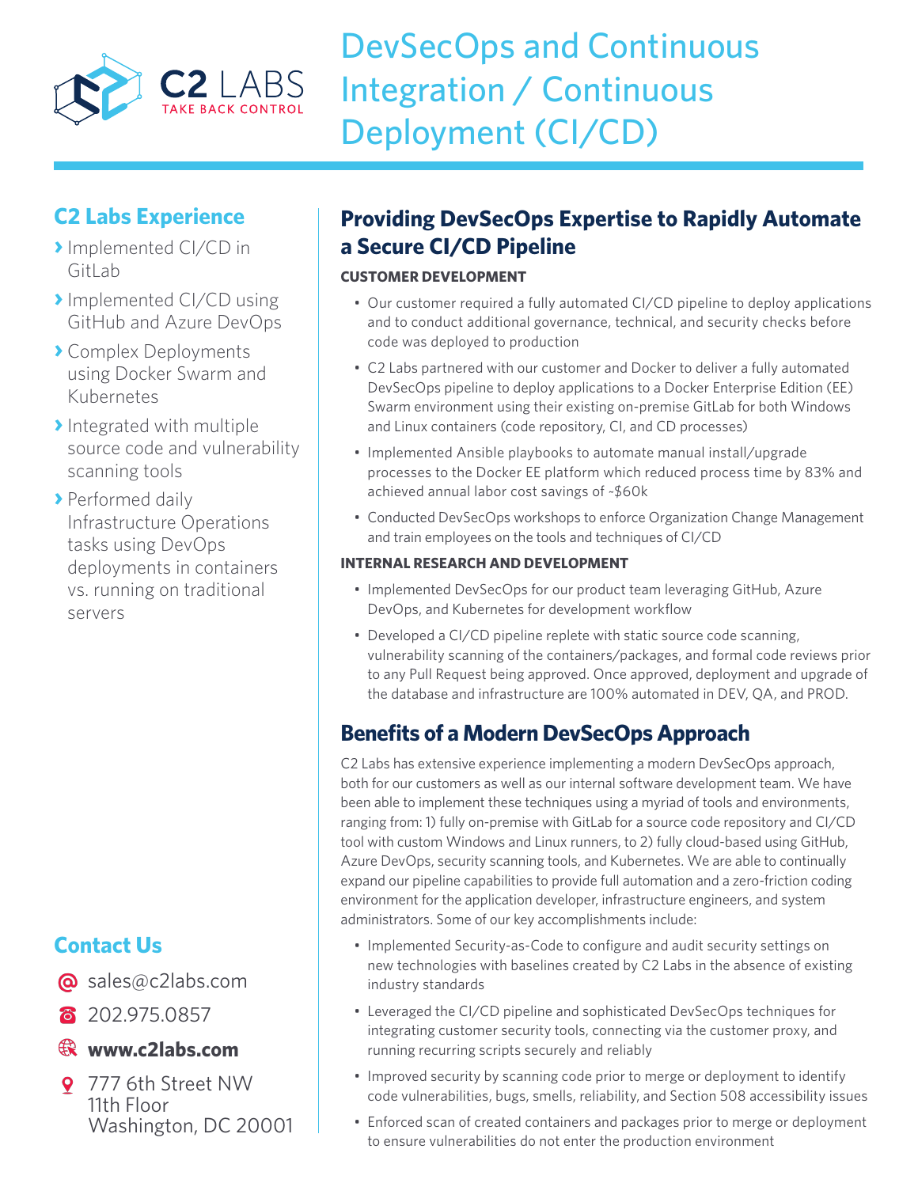C2 LABS
TAKE BACK CONTROL

# DevSecOps and Continuous Integration / Continuous Deployment (CI/CD)

## C2 Labs Experience

- Implemented CI/CD in GitLab
- Implemented CI/CD using GitHub and Azure DevOps
- Complex Deployments using Docker Swarm and Kubernetes
- Integrated with multiple source code and vulnerability scanning tools
- Performed daily Infrastructure Operations tasks using DevOps deployments in containers vs. running on traditional servers

## Contact Us

- sales@c2labs.com
- 202.975.0857
- **www.c2labs.com**
- 777 6th Street NW
  11th Floor
  Washington, DC 20001

## Providing DevSecOps Expertise to Rapidly Automate a Secure CI/CD Pipeline

**CUSTOMER DEVELOPMENT**

- Our customer required a fully automated CI/CD pipeline to deploy applications and to conduct additional governance, technical, and security checks before code was deployed to production
- C2 Labs partnered with our customer and Docker to deliver a fully automated DevSecOps pipeline to deploy applications to a Docker Enterprise Edition (EE) Swarm environment using their existing on-premise GitLab for both Windows and Linux containers (code repository, CI, and CD processes)
- Implemented Ansible playbooks to automate manual install/upgrade processes to the Docker EE platform which reduced process time by 83% and achieved annual labor cost savings of ~$60k
- Conducted DevSecOps workshops to enforce Organization Change Management and train employees on the tools and techniques of CI/CD

**INTERNAL RESEARCH AND DEVELOPMENT**

- Implemented DevSecOps for our product team leveraging GitHub, Azure DevOps, and Kubernetes for development workflow
- Developed a CI/CD pipeline replete with static source code scanning, vulnerability scanning of the containers/packages, and formal code reviews prior to any Pull Request being approved. Once approved, deployment and upgrade of the database and infrastructure are 100% automated in DEV, QA, and PROD.

## Benefits of a Modern DevSecOps Approach

C2 Labs has extensive experience implementing a modern DevSecOps approach, both for our customers as well as our internal software development team. We have been able to implement these techniques using a myriad of tools and environments, ranging from: 1) fully on-premise with GitLab for a source code repository and CI/CD tool with custom Windows and Linux runners, to 2) fully cloud-based using GitHub, Azure DevOps, security scanning tools, and Kubernetes. We are able to continually expand our pipeline capabilities to provide full automation and a zero-friction coding environment for the application developer, infrastructure engineers, and system administrators. Some of our key accomplishments include:

- Implemented Security-as-Code to configure and audit security settings on new technologies with baselines created by C2 Labs in the absence of existing industry standards
- Leveraged the CI/CD pipeline and sophisticated DevSecOps techniques for integrating customer security tools, connecting via the customer proxy, and running recurring scripts securely and reliably
- Improved security by scanning code prior to merge or deployment to identify code vulnerabilities, bugs, smells, reliability, and Section 508 accessibility issues
- Enforced scan of created containers and packages prior to merge or deployment to ensure vulnerabilities do not enter the production environment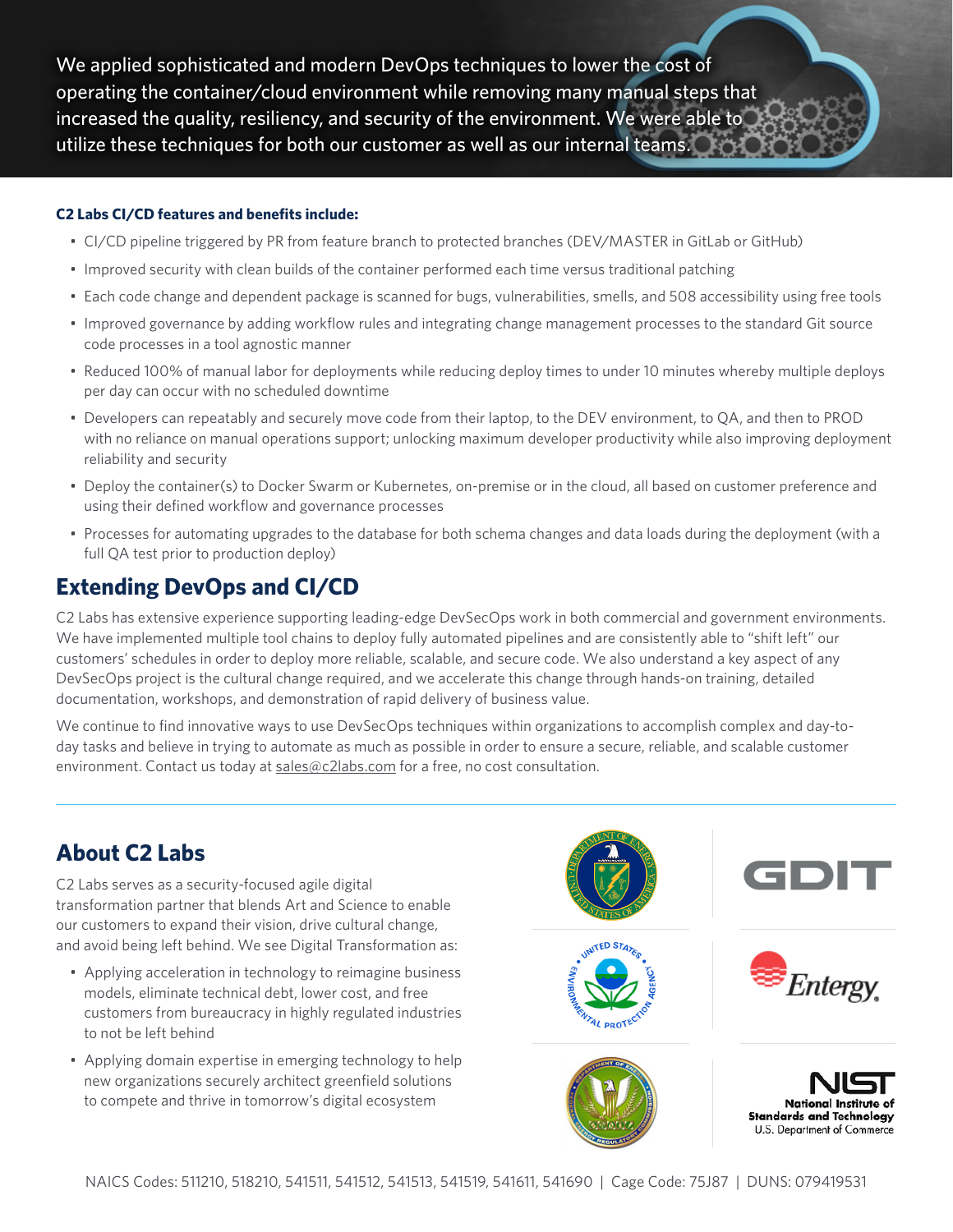We applied sophisticated and modern DevOps techniques to lower the cost of operating the container/cloud environment while removing many manual steps that increased the quality, resiliency, and security of the environment. We were able to utilize these techniques for both our customer as well as our internal teams.

**C2 Labs CI/CD features and benefits include:**

- CI/CD pipeline triggered by PR from feature branch to protected branches (DEV/MASTER in GitLab or GitHub)
- Improved security with clean builds of the container performed each time versus traditional patching
- Each code change and dependent package is scanned for bugs, vulnerabilities, smells, and 508 accessibility using free tools
- Improved governance by adding workflow rules and integrating change management processes to the standard Git source code processes in a tool agnostic manner
- Reduced 100% of manual labor for deployments while reducing deploy times to under 10 minutes whereby multiple deploys per day can occur with no scheduled downtime
- Developers can repeatably and securely move code from their laptop, to the DEV environment, to QA, and then to PROD with no reliance on manual operations support; unlocking maximum developer productivity while also improving deployment reliability and security
- Deploy the container(s) to Docker Swarm or Kubernetes, on-premise or in the cloud, all based on customer preference and using their defined workflow and governance processes
- Processes for automating upgrades to the database for both schema changes and data loads during the deployment (with a full QA test prior to production deploy)

## Extending DevOps and CI/CD

C2 Labs has extensive experience supporting leading-edge DevSecOps work in both commercial and government environments. We have implemented multiple tool chains to deploy fully automated pipelines and are consistently able to "shift left" our customers' schedules in order to deploy more reliable, scalable, and secure code. We also understand a key aspect of any DevSecOps project is the cultural change required, and we accelerate this change through hands-on training, detailed documentation, workshops, and demonstration of rapid delivery of business value.

We continue to find innovative ways to use DevSecOps techniques within organizations to accomplish complex and day-to-day tasks and believe in trying to automate as much as possible in order to ensure a secure, reliable, and scalable customer environment. Contact us today at sales@c2labs.com for a free, no cost consultation.

---

## About C2 Labs

C2 Labs serves as a security-focused agile digital transformation partner that blends Art and Science to enable our customers to expand their vision, drive cultural change, and avoid being left behind. We see Digital Transformation as:

- Applying acceleration in technology to reimagine business models, eliminate technical debt, lower cost, and free customers from bureaucracy in highly regulated industries to not be left behind
- Applying domain expertise in emerging technology to help new organizations securely architect greenfield solutions to compete and thrive in tomorrow's digital ecosystem

GDIT

Entergy

NIST
National Institute of Standards and Technology
U.S. Department of Commerce

NAICS Codes: 511210, 518210, 541511, 541512, 541513, 541519, 541611, 541690 | Cage Code: 75J87 | DUNS: 079419531